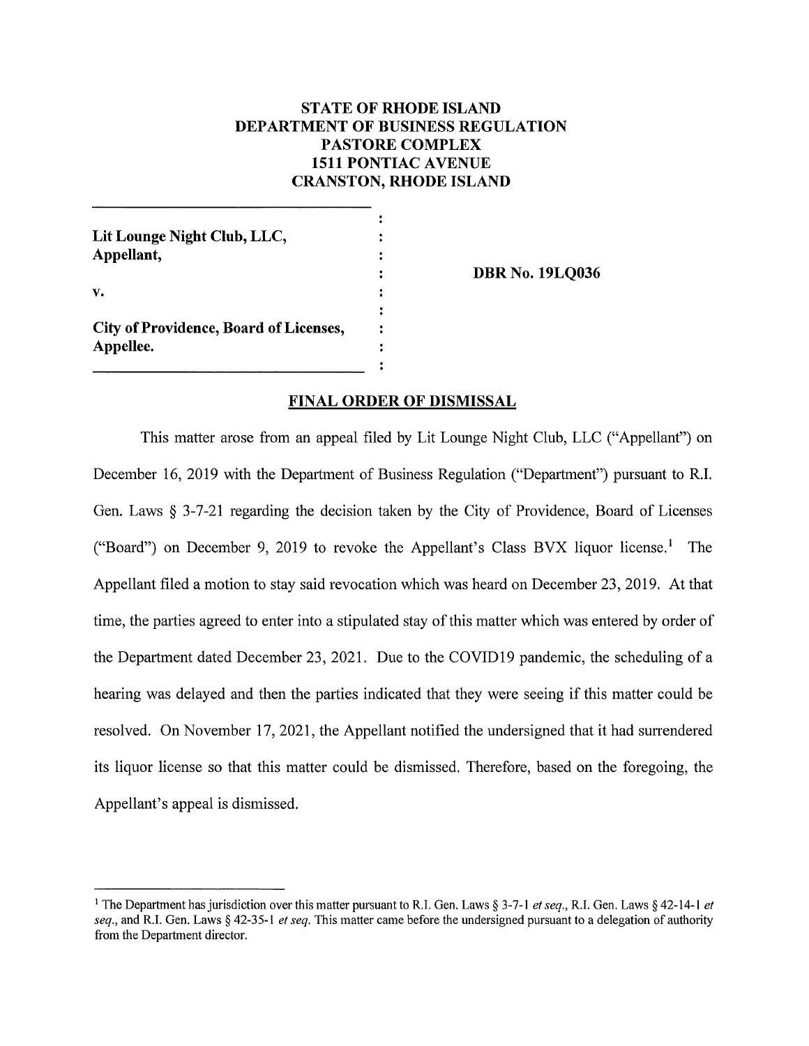**STATE OF RHODE ISLAND**
**DEPARTMENT OF BUSINESS REGULATION**
**PASTORE COMPLEX**
**1511 PONTIAC AVENUE**
**CRANSTON, RHODE ISLAND**

**Lit Lounge Night Club, LLC,**
**Appellant,**

**v.**

**City of Providence, Board of Licenses,**
**Appellee.**

**DBR No. 19LQ036**

## FINAL ORDER OF DISMISSAL

This matter arose from an appeal filed by Lit Lounge Night Club, LLC ("Appellant") on December 16, 2019 with the Department of Business Regulation ("Department") pursuant to R.I. Gen. Laws § 3-7-21 regarding the decision taken by the City of Providence, Board of Licenses ("Board") on December 9, 2019 to revoke the Appellant's Class BVX liquor license.[1] The Appellant filed a motion to stay said revocation which was heard on December 23, 2019. At that time, the parties agreed to enter into a stipulated stay of this matter which was entered by order of the Department dated December 23, 2021. Due to the COVID19 pandemic, the scheduling of a hearing was delayed and then the parties indicated that they were seeing if this matter could be resolved. On November 17, 2021, the Appellant notified the undersigned that it had surrendered its liquor license so that this matter could be dismissed. Therefore, based on the foregoing, the Appellant's appeal is dismissed.

---

[1] The Department has jurisdiction over this matter pursuant to R.I. Gen. Laws § 3-7-1 *et seq.*, R.I. Gen. Laws § 42-14-1 *et seq.*, and R.I. Gen. Laws § 42-35-1 *et seq.* This matter came before the undersigned pursuant to a delegation of authority from the Department director.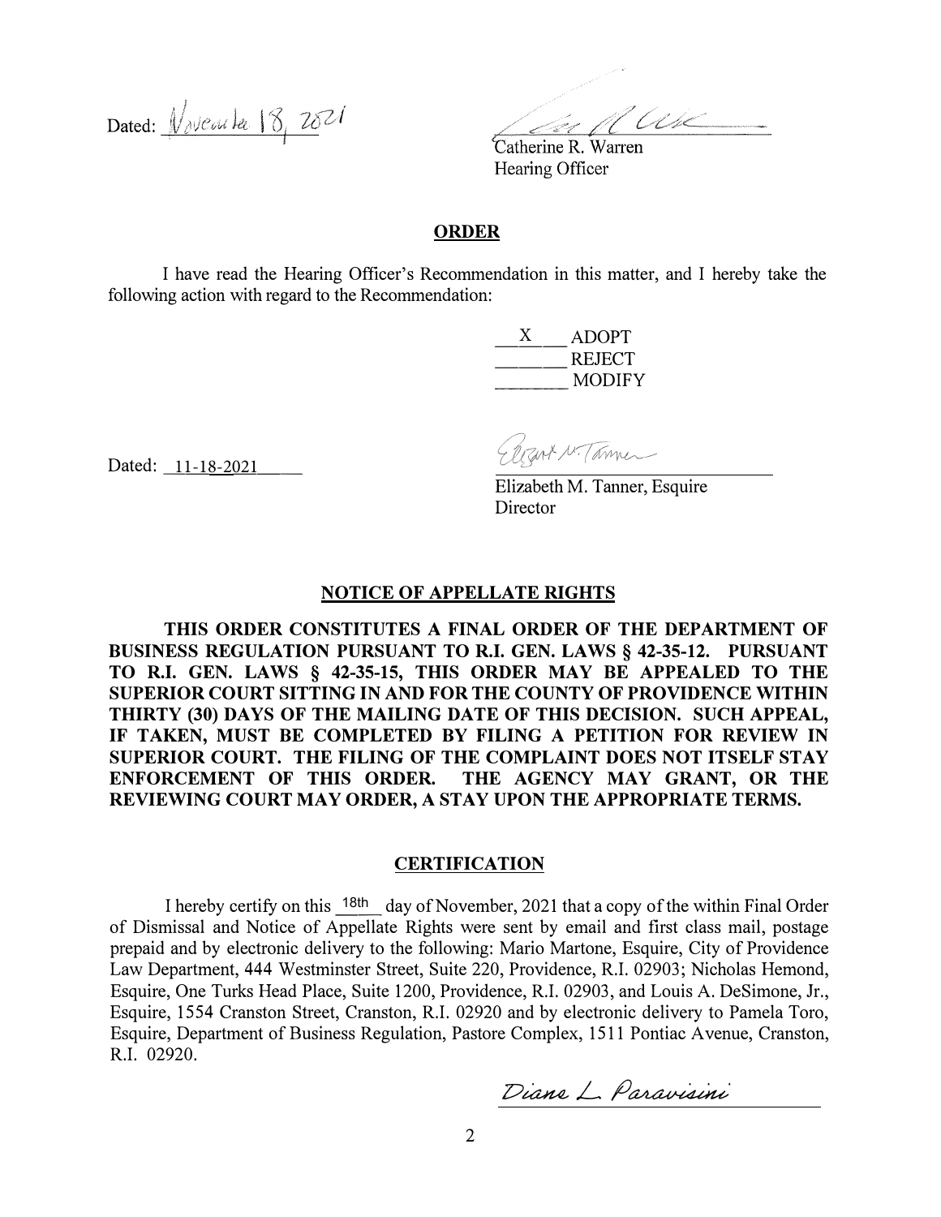Dated: November 18, 2021

Catherine R. Warren
Hearing Officer

## ORDER

I have read the Hearing Officer's Recommendation in this matter, and I hereby take the following action with regard to the Recommendation:

\_\_X\_\_ ADOPT
\_\_\_\_\_\_ REJECT
\_\_\_\_\_\_ MODIFY

Dated: 11-18-2021

Elizabeth M. Tanner, Esquire
Director

## NOTICE OF APPELLATE RIGHTS

**THIS ORDER CONSTITUTES A FINAL ORDER OF THE DEPARTMENT OF BUSINESS REGULATION PURSUANT TO R.I. GEN. LAWS § 42-35-12. PURSUANT TO R.I. GEN. LAWS § 42-35-15, THIS ORDER MAY BE APPEALED TO THE SUPERIOR COURT SITTING IN AND FOR THE COUNTY OF PROVIDENCE WITHIN THIRTY (30) DAYS OF THE MAILING DATE OF THIS DECISION. SUCH APPEAL, IF TAKEN, MUST BE COMPLETED BY FILING A PETITION FOR REVIEW IN SUPERIOR COURT. THE FILING OF THE COMPLAINT DOES NOT ITSELF STAY ENFORCEMENT OF THIS ORDER. THE AGENCY MAY GRANT, OR THE REVIEWING COURT MAY ORDER, A STAY UPON THE APPROPRIATE TERMS.**

## CERTIFICATION

I hereby certify on this 18th day of November, 2021 that a copy of the within Final Order of Dismissal and Notice of Appellate Rights were sent by email and first class mail, postage prepaid and by electronic delivery to the following: Mario Martone, Esquire, City of Providence Law Department, 444 Westminster Street, Suite 220, Providence, R.I. 02903; Nicholas Hemond, Esquire, One Turks Head Place, Suite 1200, Providence, R.I. 02903, and Louis A. DeSimone, Jr., Esquire, 1554 Cranston Street, Cranston, R.I. 02920 and by electronic delivery to Pamela Toro, Esquire, Department of Business Regulation, Pastore Complex, 1511 Pontiac Avenue, Cranston, R.I. 02920.

Diane L. Paravisini